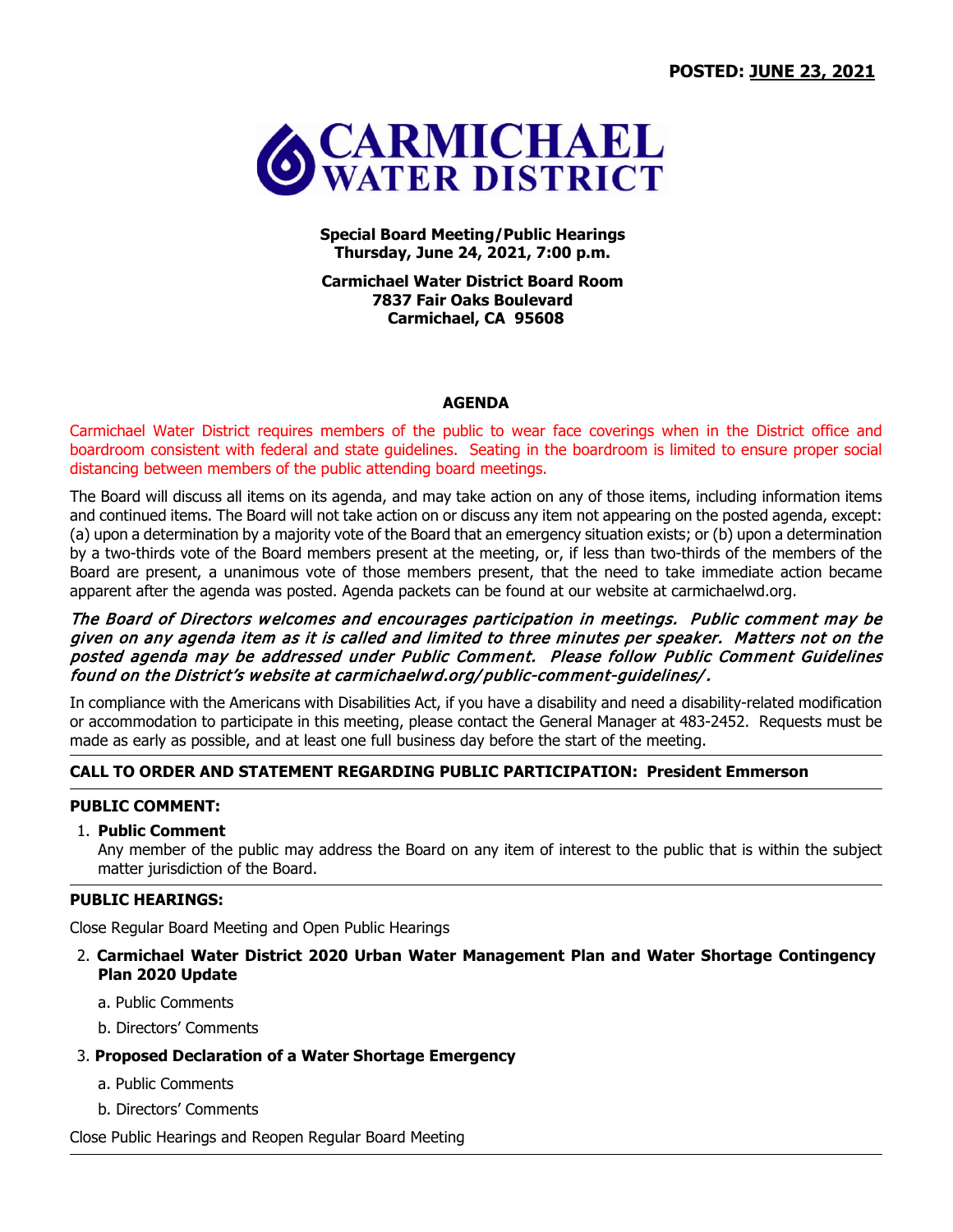**POSTED: JUNE 23, 2021**

# CARMICHAEL WATER DISTRICT

**Special Board Meeting/Public Hearings**
**Thursday, June 24, 2021, 7:00 p.m.**

**Carmichael Water District Board Room**
**7837 Fair Oaks Boulevard**
**Carmichael, CA 95608**

## AGENDA

Carmichael Water District requires members of the public to wear face coverings when in the District office and boardroom consistent with federal and state guidelines. Seating in the boardroom is limited to ensure proper social distancing between members of the public attending board meetings.

The Board will discuss all items on its agenda, and may take action on any of those items, including information items and continued items. The Board will not take action on or discuss any item not appearing on the posted agenda, except: (a) upon a determination by a majority vote of the Board that an emergency situation exists; or (b) upon a determination by a two-thirds vote of the Board members present at the meeting, or, if less than two-thirds of the members of the Board are present, a unanimous vote of those members present, that the need to take immediate action became apparent after the agenda was posted. Agenda packets can be found at our website at carmichaelwd.org.

*The Board of Directors welcomes and encourages participation in meetings. Public comment may be given on any agenda item as it is called and limited to three minutes per speaker. Matters not on the posted agenda may be addressed under Public Comment. Please follow Public Comment Guidelines found on the District's website at carmichaelwd.org/public-comment-guidelines/.*

In compliance with the Americans with Disabilities Act, if you have a disability and need a disability-related modification or accommodation to participate in this meeting, please contact the General Manager at 483-2452. Requests must be made as early as possible, and at least one full business day before the start of the meeting.

**CALL TO ORDER AND STATEMENT REGARDING PUBLIC PARTICIPATION: President Emmerson**

**PUBLIC COMMENT:**

1. **Public Comment**
   Any member of the public may address the Board on any item of interest to the public that is within the subject matter jurisdiction of the Board.

**PUBLIC HEARINGS:**

Close Regular Board Meeting and Open Public Hearings

2. **Carmichael Water District 2020 Urban Water Management Plan and Water Shortage Contingency Plan 2020 Update**
   a. Public Comments
   b. Directors' Comments
3. **Proposed Declaration of a Water Shortage Emergency**
   a. Public Comments
   b. Directors' Comments

Close Public Hearings and Reopen Regular Board Meeting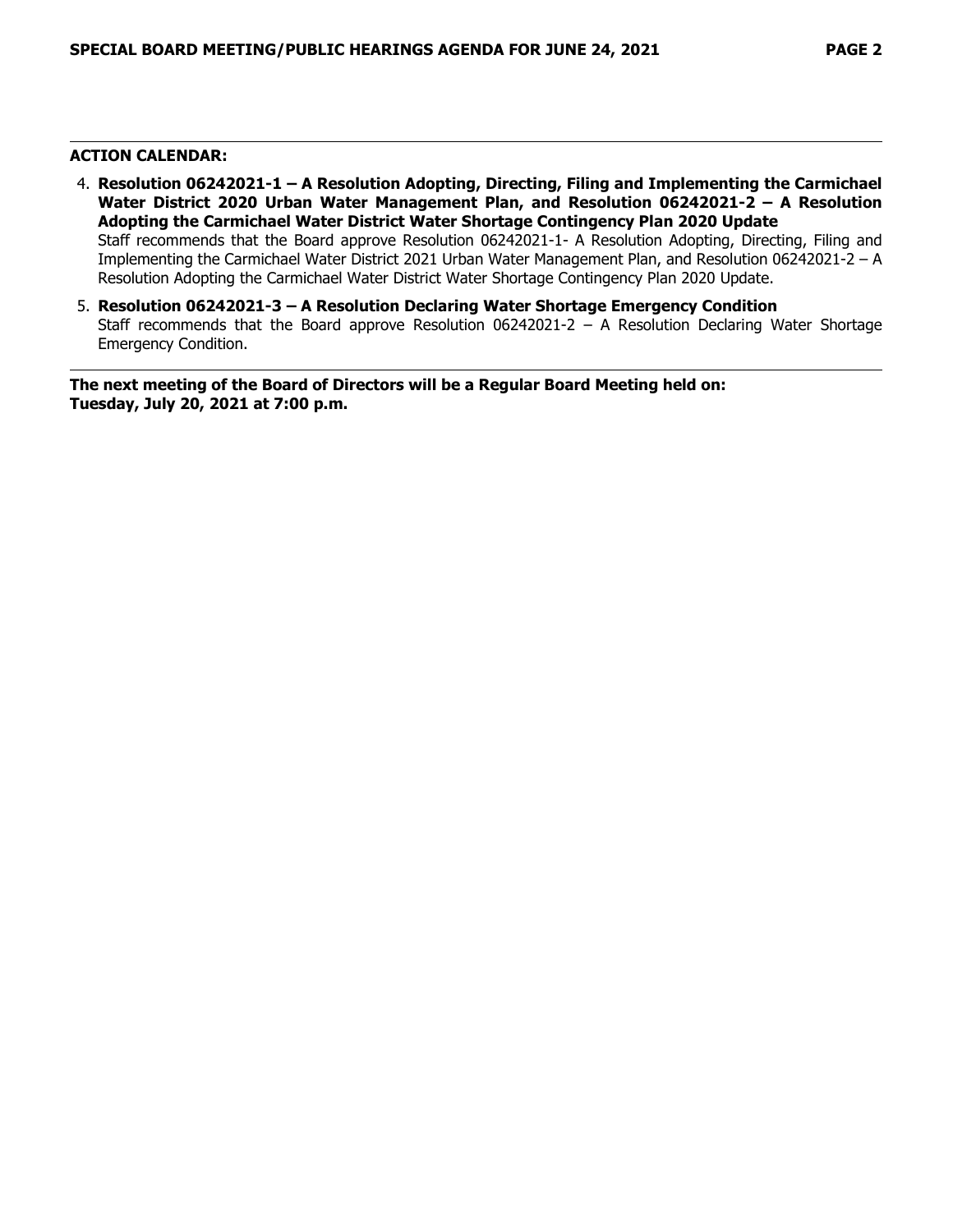**ACTION CALENDAR:**

4. **Resolution 06242021-1 – A Resolution Adopting, Directing, Filing and Implementing the Carmichael Water District 2020 Urban Water Management Plan, and Resolution 06242021-2 – A Resolution Adopting the Carmichael Water District Water Shortage Contingency Plan 2020 Update**
   Staff recommends that the Board approve Resolution 06242021-1- A Resolution Adopting, Directing, Filing and Implementing the Carmichael Water District 2021 Urban Water Management Plan, and Resolution 06242021-2 – A Resolution Adopting the Carmichael Water District Water Shortage Contingency Plan 2020 Update.

5. **Resolution 06242021-3 – A Resolution Declaring Water Shortage Emergency Condition**
   Staff recommends that the Board approve Resolution 06242021-2 – A Resolution Declaring Water Shortage Emergency Condition.

**The next meeting of the Board of Directors will be a Regular Board Meeting held on: Tuesday, July 20, 2021 at 7:00 p.m.**